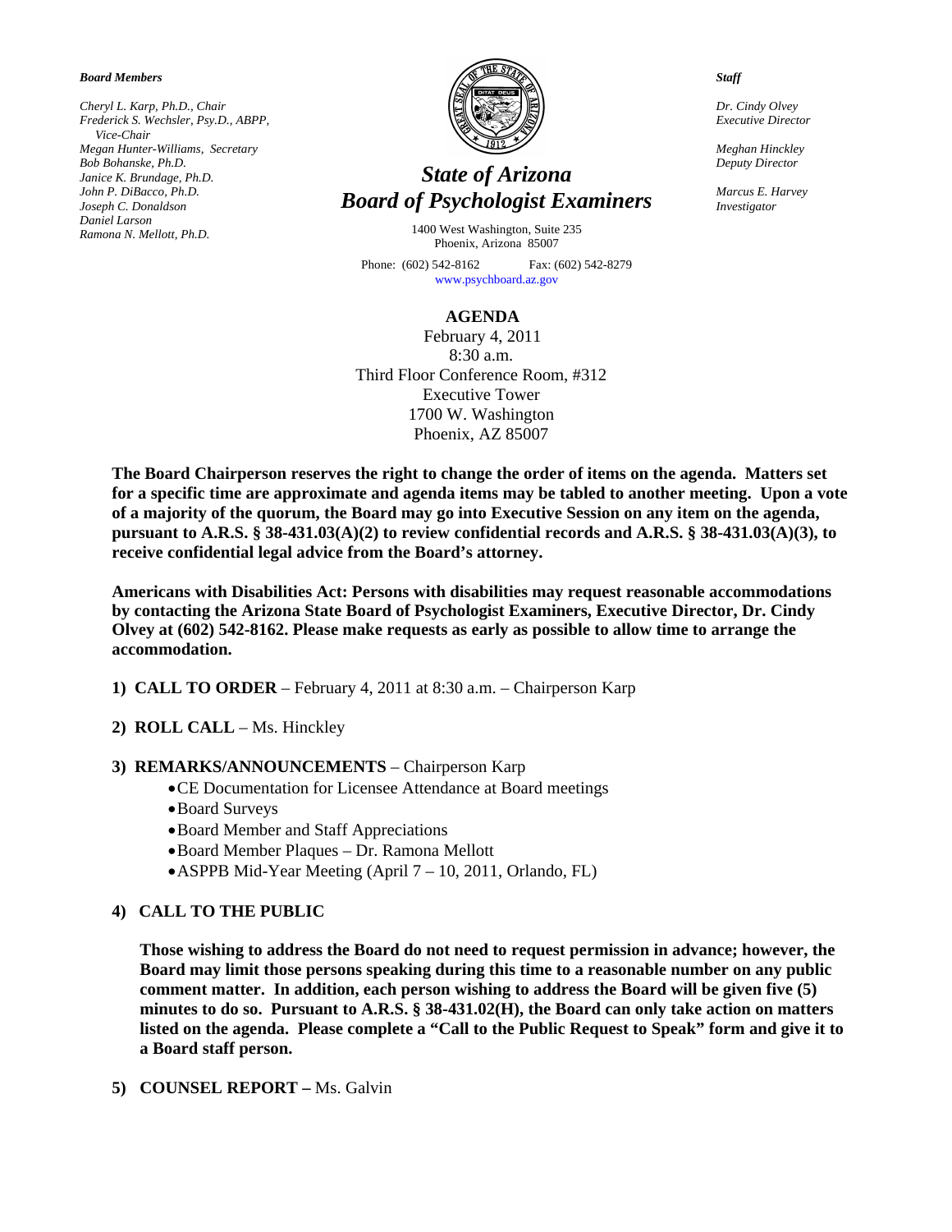***Board Members***

*Cheryl L. Karp, Ph.D., Chair*
*Frederick S. Wechsler, Psy.D., ABPP, Vice-Chair*
*Megan Hunter-Williams, Secretary*
*Bob Bohanske, Ph.D.*
*Janice K. Brundage, Ph.D.*
*John P. DiBacco, Ph.D.*
*Joseph C. Donaldson*
*Daniel Larson*
*Ramona N. Mellott, Ph.D.*

# *State of Arizona*
# *Board of Psychologist Examiners*

1400 West Washington, Suite 235
Phoenix, Arizona 85007

Phone: (602) 542-8162 Fax: (602) 542-8279
www.psychboard.az.gov

***Staff***

*Dr. Cindy Olvey*
*Executive Director*

*Meghan Hinckley*
*Deputy Director*

*Marcus E. Harvey*
*Investigator*

## AGENDA

February 4, 2011
8:30 a.m.
Third Floor Conference Room, #312
Executive Tower
1700 W. Washington
Phoenix, AZ 85007

**The Board Chairperson reserves the right to change the order of items on the agenda. Matters set for a specific time are approximate and agenda items may be tabled to another meeting. Upon a vote of a majority of the quorum, the Board may go into Executive Session on any item on the agenda, pursuant to A.R.S. § 38-431.03(A)(2) to review confidential records and A.R.S. § 38-431.03(A)(3), to receive confidential legal advice from the Board's attorney.**

**Americans with Disabilities Act: Persons with disabilities may request reasonable accommodations by contacting the Arizona State Board of Psychologist Examiners, Executive Director, Dr. Cindy Olvey at (602) 542-8162. Please make requests as early as possible to allow time to arrange the accommodation.**

**1) CALL TO ORDER** – February 4, 2011 at 8:30 a.m. – Chairperson Karp

**2) ROLL CALL** – Ms. Hinckley

**3) REMARKS/ANNOUNCEMENTS** – Chairperson Karp
- CE Documentation for Licensee Attendance at Board meetings
- Board Surveys
- Board Member and Staff Appreciations
- Board Member Plaques – Dr. Ramona Mellott
- ASPPB Mid-Year Meeting (April 7 – 10, 2011, Orlando, FL)

**4) CALL TO THE PUBLIC**

**Those wishing to address the Board do not need to request permission in advance; however, the Board may limit those persons speaking during this time to a reasonable number on any public comment matter. In addition, each person wishing to address the Board will be given five (5) minutes to do so. Pursuant to A.R.S. § 38-431.02(H), the Board can only take action on matters listed on the agenda. Please complete a "Call to the Public Request to Speak" form and give it to a Board staff person.**

**5) COUNSEL REPORT –** Ms. Galvin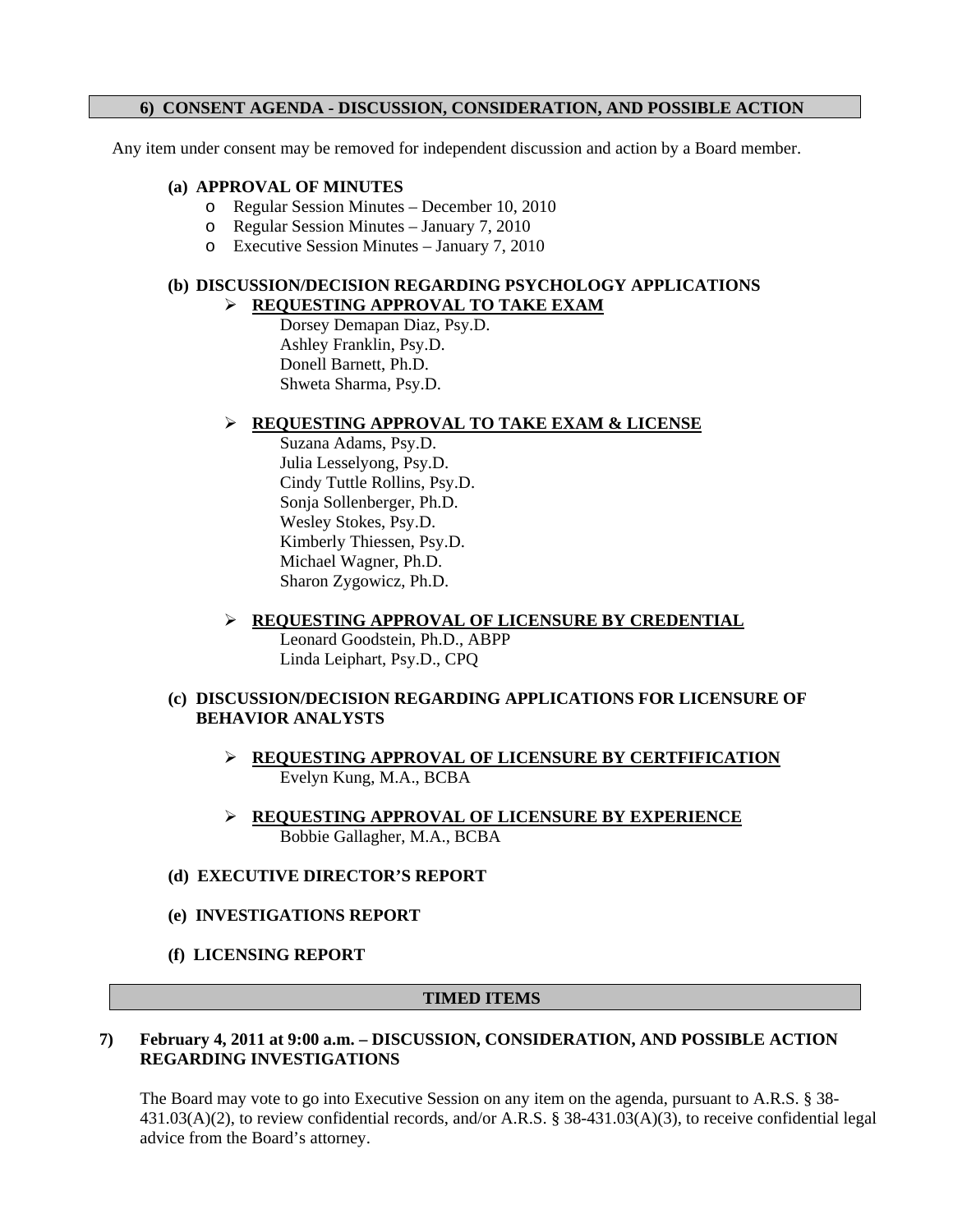## 6) CONSENT AGENDA - DISCUSSION, CONSIDERATION, AND POSSIBLE ACTION

Any item under consent may be removed for independent discussion and action by a Board member.

**(a) APPROVAL OF MINUTES**

- Regular Session Minutes – December 10, 2010
- Regular Session Minutes – January 7, 2010
- Executive Session Minutes – January 7, 2010

**(b) DISCUSSION/DECISION REGARDING PSYCHOLOGY APPLICATIONS**

- **REQUESTING APPROVAL TO TAKE EXAM**
  - Dorsey Demapan Diaz, Psy.D.
  - Ashley Franklin, Psy.D.
  - Donell Barnett, Ph.D.
  - Shweta Sharma, Psy.D.

- **REQUESTING APPROVAL TO TAKE EXAM & LICENSE**
  - Suzana Adams, Psy.D.
  - Julia Lesselyong, Psy.D.
  - Cindy Tuttle Rollins, Psy.D.
  - Sonja Sollenberger, Ph.D.
  - Wesley Stokes, Psy.D.
  - Kimberly Thiessen, Psy.D.
  - Michael Wagner, Ph.D.
  - Sharon Zygowicz, Ph.D.

- **REQUESTING APPROVAL OF LICENSURE BY CREDENTIAL**
  - Leonard Goodstein, Ph.D., ABPP
  - Linda Leiphart, Psy.D., CPQ

**(c) DISCUSSION/DECISION REGARDING APPLICATIONS FOR LICENSURE OF BEHAVIOR ANALYSTS**

- **REQUESTING APPROVAL OF LICENSURE BY CERTFIFICATION**
  - Evelyn Kung, M.A., BCBA

- **REQUESTING APPROVAL OF LICENSURE BY EXPERIENCE**
  - Bobbie Gallagher, M.A., BCBA

**(d) EXECUTIVE DIRECTOR'S REPORT**

**(e) INVESTIGATIONS REPORT**

**(f) LICENSING REPORT**

## TIMED ITEMS

**7) February 4, 2011 at 9:00 a.m. – DISCUSSION, CONSIDERATION, AND POSSIBLE ACTION REGARDING INVESTIGATIONS**

The Board may vote to go into Executive Session on any item on the agenda, pursuant to A.R.S. § 38-431.03(A)(2), to review confidential records, and/or A.R.S. § 38-431.03(A)(3), to receive confidential legal advice from the Board's attorney.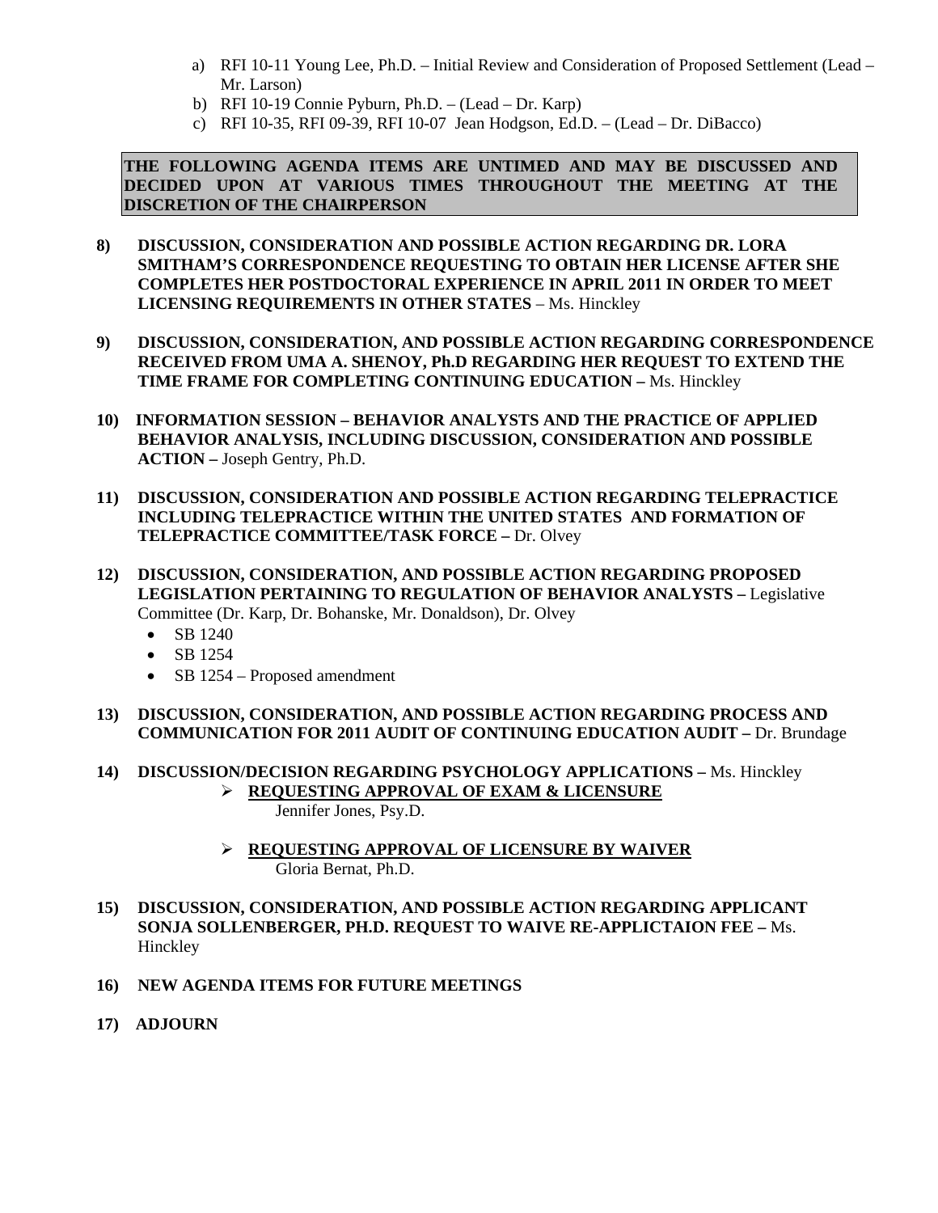a) RFI 10-11 Young Lee, Ph.D. – Initial Review and Consideration of Proposed Settlement (Lead – Mr. Larson)
b) RFI 10-19 Connie Pyburn, Ph.D. – (Lead – Dr. Karp)
c) RFI 10-35, RFI 09-39, RFI 10-07 Jean Hodgson, Ed.D. – (Lead – Dr. DiBacco)

**THE FOLLOWING AGENDA ITEMS ARE UNTIMED AND MAY BE DISCUSSED AND DECIDED UPON AT VARIOUS TIMES THROUGHOUT THE MEETING AT THE DISCRETION OF THE CHAIRPERSON**

**8) DISCUSSION, CONSIDERATION AND POSSIBLE ACTION REGARDING DR. LORA SMITHAM'S CORRESPONDENCE REQUESTING TO OBTAIN HER LICENSE AFTER SHE COMPLETES HER POSTDOCTORAL EXPERIENCE IN APRIL 2011 IN ORDER TO MEET LICENSING REQUIREMENTS IN OTHER STATES** – Ms. Hinckley

**9) DISCUSSION, CONSIDERATION, AND POSSIBLE ACTION REGARDING CORRESPONDENCE RECEIVED FROM UMA A. SHENOY, Ph.D REGARDING HER REQUEST TO EXTEND THE TIME FRAME FOR COMPLETING CONTINUING EDUCATION –** Ms. Hinckley

**10) INFORMATION SESSION – BEHAVIOR ANALYSTS AND THE PRACTICE OF APPLIED BEHAVIOR ANALYSIS, INCLUDING DISCUSSION, CONSIDERATION AND POSSIBLE ACTION –** Joseph Gentry, Ph.D.

**11) DISCUSSION, CONSIDERATION AND POSSIBLE ACTION REGARDING TELEPRACTICE INCLUDING TELEPRACTICE WITHIN THE UNITED STATES AND FORMATION OF TELEPRACTICE COMMITTEE/TASK FORCE –** Dr. Olvey

**12) DISCUSSION, CONSIDERATION, AND POSSIBLE ACTION REGARDING PROPOSED LEGISLATION PERTAINING TO REGULATION OF BEHAVIOR ANALYSTS –** Legislative Committee (Dr. Karp, Dr. Bohanske, Mr. Donaldson), Dr. Olvey

- SB 1240
- SB 1254
- SB 1254 – Proposed amendment

**13) DISCUSSION, CONSIDERATION, AND POSSIBLE ACTION REGARDING PROCESS AND COMMUNICATION FOR 2011 AUDIT OF CONTINUING EDUCATION AUDIT –** Dr. Brundage

**14) DISCUSSION/DECISION REGARDING PSYCHOLOGY APPLICATIONS –** Ms. Hinckley

- **<u>REQUESTING APPROVAL OF EXAM & LICENSURE</u>**
  Jennifer Jones, Psy.D.

- **<u>REQUESTING APPROVAL OF LICENSURE BY WAIVER</u>**
  Gloria Bernat, Ph.D.

**15) DISCUSSION, CONSIDERATION, AND POSSIBLE ACTION REGARDING APPLICANT SONJA SOLLENBERGER, PH.D. REQUEST TO WAIVE RE-APPLICTAION FEE –** Ms. Hinckley

**16) NEW AGENDA ITEMS FOR FUTURE MEETINGS**

**17) ADJOURN**